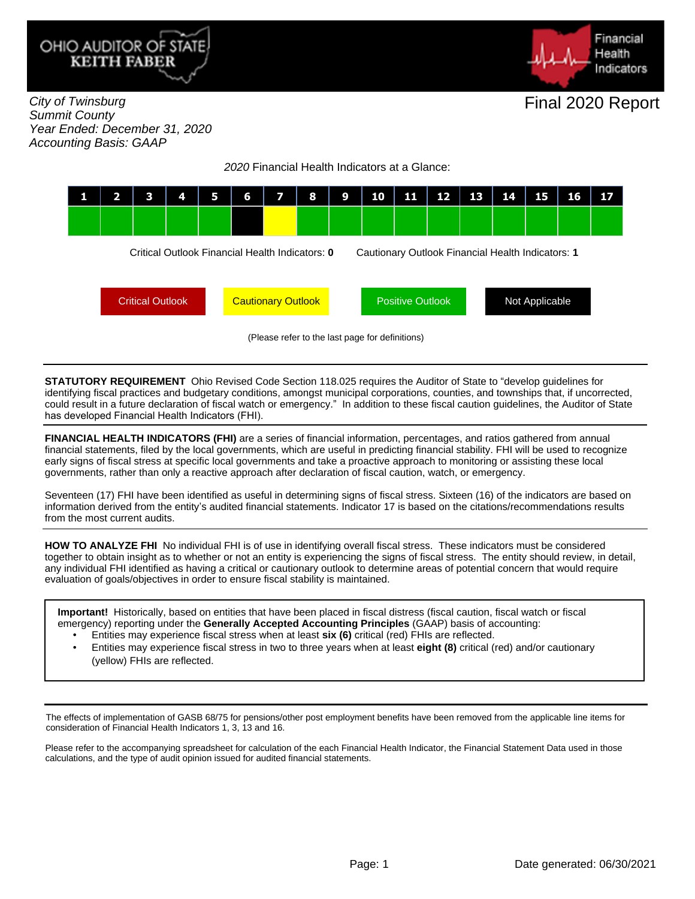OHIO AUDITOR OF STATE
KEITH FABER

Financial Health Indicators

*City of Twinsburg*
*Summit County*
*Year Ended: December 31, 2020*
*Accounting Basis: GAAP*

# Final 2020 Report

*2020* Financial Health Indicators at a Glance:

| 1 | 2 | 3 | 4 | 5 | 6 | 7 | 8 | 9 | 10 | 11 | 12 | 13 | 14 | 15 | 16 | 17 |
|---|---|---|---|---|---|---|---|---|---|---|---|---|---|---|---|---|
| Positive Outlook | Positive Outlook | Positive Outlook | Positive Outlook | Positive Outlook | Not Applicable | Cautionary Outlook | Positive Outlook | Positive Outlook | Positive Outlook | Positive Outlook | Positive Outlook | Positive Outlook | Positive Outlook | Positive Outlook | Positive Outlook | Positive Outlook |

Critical Outlook Financial Health Indicators: **0** Cautionary Outlook Financial Health Indicators: **1**

Critical Outlook | Cautionary Outlook | Positive Outlook | Not Applicable

(Please refer to the last page for definitions)

**STATUTORY REQUIREMENT** Ohio Revised Code Section 118.025 requires the Auditor of State to "develop guidelines for identifying fiscal practices and budgetary conditions, amongst municipal corporations, counties, and townships that, if uncorrected, could result in a future declaration of fiscal watch or emergency." In addition to these fiscal caution guidelines, the Auditor of State has developed Financial Health Indicators (FHI).

**FINANCIAL HEALTH INDICATORS (FHI)** are a series of financial information, percentages, and ratios gathered from annual financial statements, filed by the local governments, which are useful in predicting financial stability. FHI will be used to recognize early signs of fiscal stress at specific local governments and take a proactive approach to monitoring or assisting these local governments, rather than only a reactive approach after declaration of fiscal caution, watch, or emergency.

Seventeen (17) FHI have been identified as useful in determining signs of fiscal stress. Sixteen (16) of the indicators are based on information derived from the entity's audited financial statements. Indicator 17 is based on the citations/recommendations results from the most current audits.

**HOW TO ANALYZE FHI** No individual FHI is of use in identifying overall fiscal stress. These indicators must be considered together to obtain insight as to whether or not an entity is experiencing the signs of fiscal stress. The entity should review, in detail, any individual FHI identified as having a critical or cautionary outlook to determine areas of potential concern that would require evaluation of goals/objectives in order to ensure fiscal stability is maintained.

**Important!** Historically, based on entities that have been placed in fiscal distress (fiscal caution, fiscal watch or fiscal emergency) reporting under the **Generally Accepted Accounting Principles** (GAAP) basis of accounting:

- Entities may experience fiscal stress when at least **six (6)** critical (red) FHIs are reflected.
- Entities may experience fiscal stress in two to three years when at least **eight (8)** critical (red) and/or cautionary (yellow) FHIs are reflected.

The effects of implementation of GASB 68/75 for pensions/other post employment benefits have been removed from the applicable line items for consideration of Financial Health Indicators 1, 3, 13 and 16.

Please refer to the accompanying spreadsheet for calculation of the each Financial Health Indicator, the Financial Statement Data used in those calculations, and the type of audit opinion issued for audited financial statements.

Date generated: 06/30/2021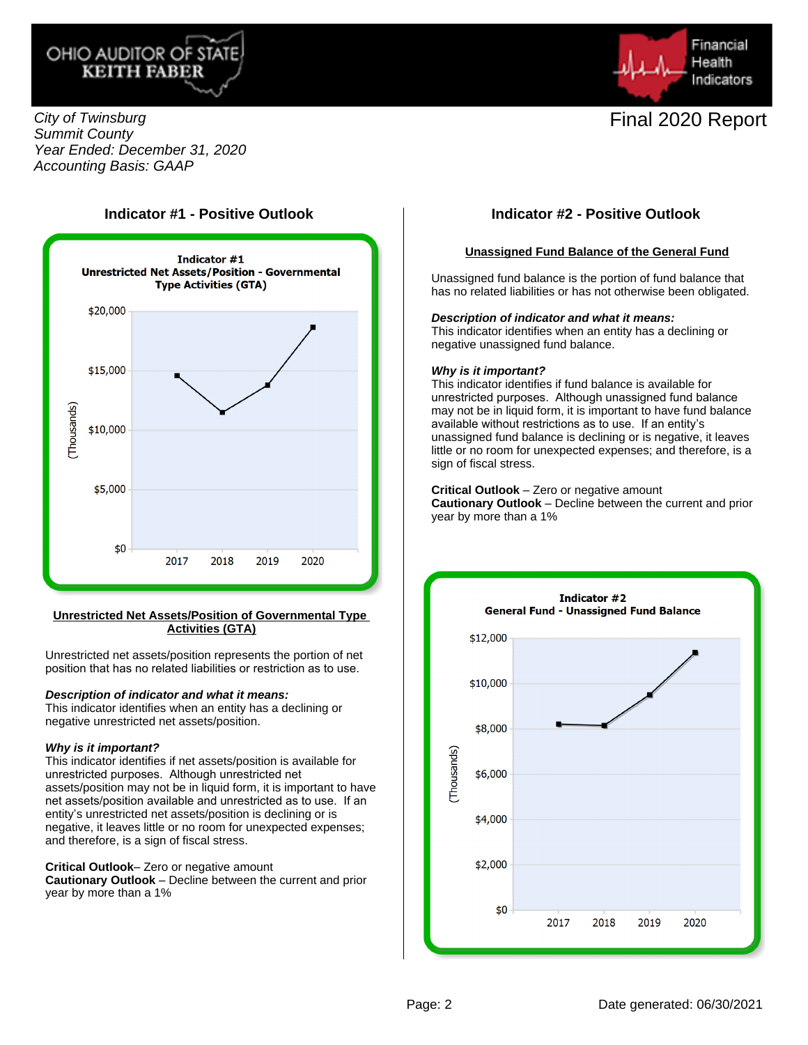City of Twinsburg
Summit County
Year Ended: December 31, 2020
Accounting Basis: GAAP

Final 2020 Report

## Indicator #1 - Positive Outlook

**Indicator #1**
**Unrestricted Net Assets/Position - Governmental Type Activities (GTA)**

(Thousands)

$20,000
$15,000
$10,000
$5,000
$0

2017 2018 2019 2020

### Unrestricted Net Assets/Position of Governmental Type Activities (GTA)

Unrestricted net assets/position represents the portion of net position that has no related liabilities or restriction as to use.

***Description of indicator and what it means:***
This indicator identifies when an entity has a declining or negative unrestricted net assets/position.

***Why is it important?***
This indicator identifies if net assets/position is available for unrestricted purposes. Although unrestricted net assets/position may not be in liquid form, it is important to have net assets/position available and unrestricted as to use. If an entity's unrestricted net assets/position is declining or is negative, it leaves little or no room for unexpected expenses; and therefore, is a sign of fiscal stress.

**Critical Outlook**– Zero or negative amount
**Cautionary Outlook** – Decline between the current and prior year by more than a 1%

## Indicator #2 - Positive Outlook

### Unassigned Fund Balance of the General Fund

Unassigned fund balance is the portion of fund balance that has no related liabilities or has not otherwise been obligated.

***Description of indicator and what it means:***
This indicator identifies when an entity has a declining or negative unassigned fund balance.

***Why is it important?***
This indicator identifies if fund balance is available for unrestricted purposes. Although unassigned fund balance may not be in liquid form, it is important to have fund balance available without restrictions as to use. If an entity's unassigned fund balance is declining or is negative, it leaves little or no room for unexpected expenses; and therefore, is a sign of fiscal stress.

**Critical Outlook** – Zero or negative amount
**Cautionary Outlook** – Decline between the current and prior year by more than a 1%

**Indicator #2**
**General Fund - Unassigned Fund Balance**

(Thousands)

$12,000
$10,000
$8,000
$6,000
$4,000
$2,000
$0

2017 2018 2019 2020

Date generated: 06/30/2021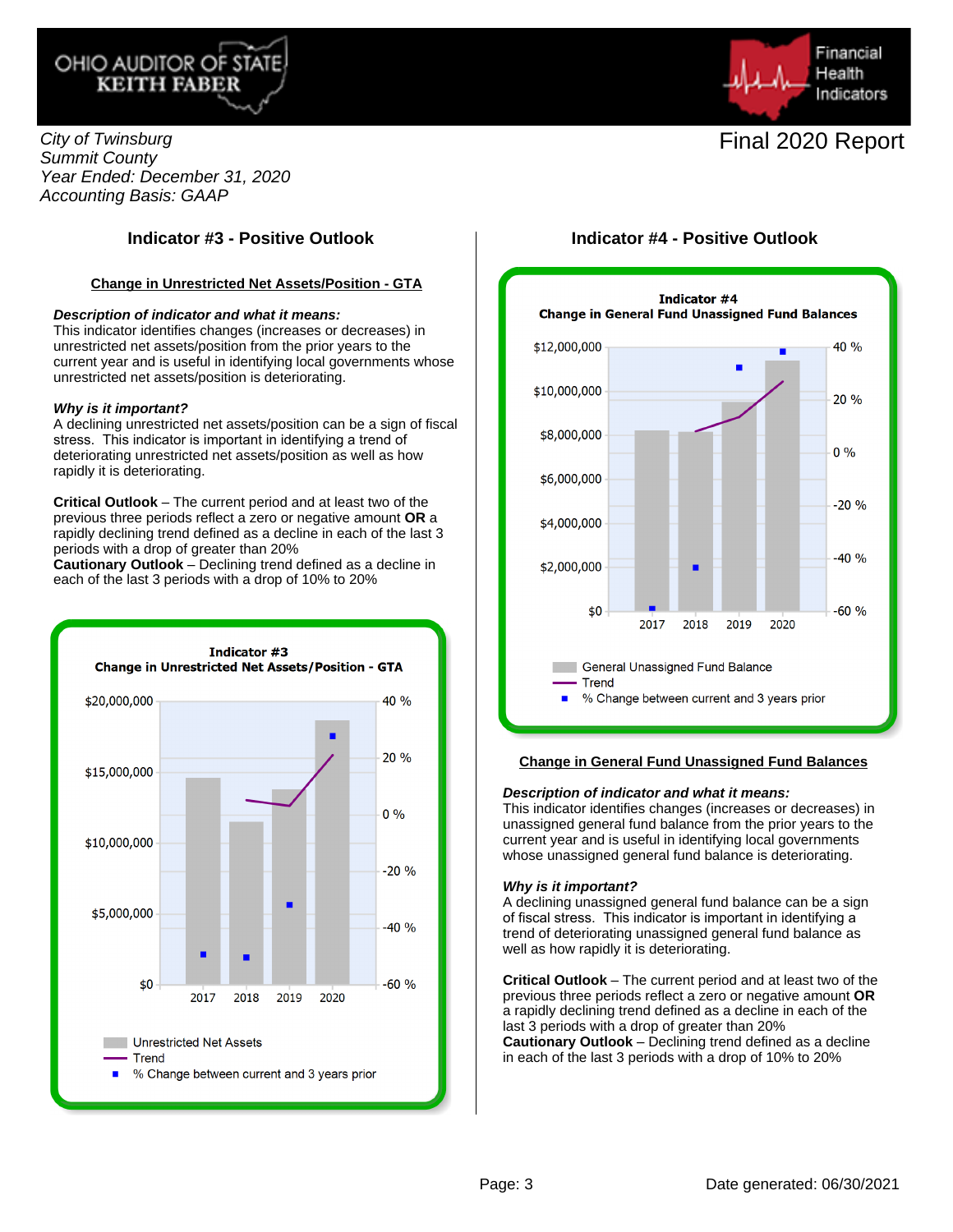City of Twinsburg
Summit County
Year Ended: December 31, 2020
Accounting Basis: GAAP

Final 2020 Report

## Indicator #3 - Positive Outlook

### Change in Unrestricted Net Assets/Position - GTA

***Description of indicator and what it means:***
This indicator identifies changes (increases or decreases) in unrestricted net assets/position from the prior years to the current year and is useful in identifying local governments whose unrestricted net assets/position is deteriorating.

***Why is it important?***
A declining unrestricted net assets/position can be a sign of fiscal stress. This indicator is important in identifying a trend of deteriorating unrestricted net assets/position as well as how rapidly it is deteriorating.

**Critical Outlook** – The current period and at least two of the previous three periods reflect a zero or negative amount **OR** a rapidly declining trend defined as a decline in each of the last 3 periods with a drop of greater than 20%
**Cautionary Outlook** – Declining trend defined as a decline in each of the last 3 periods with a drop of 10% to 20%

**Indicator #3**
**Change in Unrestricted Net Assets/Position - GTA**

Legend: Unrestricted Net Assets; Trend; % Change between current and 3 years prior

## Indicator #4 - Positive Outlook

**Indicator #4**
**Change in General Fund Unassigned Fund Balances**

Legend: General Unassigned Fund Balance; Trend; % Change between current and 3 years prior

### Change in General Fund Unassigned Fund Balances

***Description of indicator and what it means:***
This indicator identifies changes (increases or decreases) in unassigned general fund balance from the prior years to the current year and is useful in identifying local governments whose unassigned general fund balance is deteriorating.

***Why is it important?***
A declining unassigned general fund balance can be a sign of fiscal stress. This indicator is important in identifying a trend of deteriorating unassigned general fund balance as well as how rapidly it is deteriorating.

**Critical Outlook** – The current period and at least two of the previous three periods reflect a zero or negative amount **OR** a rapidly declining trend defined as a decline in each of the last 3 periods with a drop of greater than 20%
**Cautionary Outlook** – Declining trend defined as a decline in each of the last 3 periods with a drop of 10% to 20%

Date generated: 06/30/2021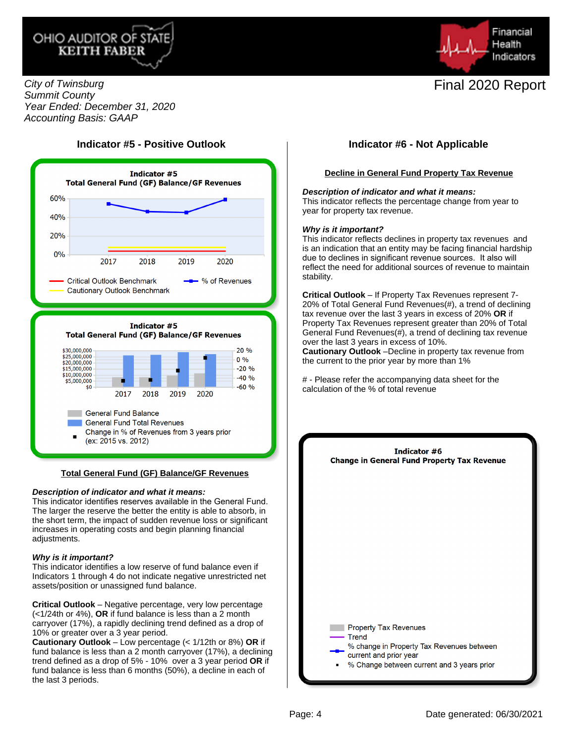City of Twinsburg
Summit County
Year Ended: December 31, 2020
Accounting Basis: GAAP

Final 2020 Report

## Indicator #5 - Positive Outlook

**Indicator #5**
**Total General Fund (GF) Balance/GF Revenues**

60%
40%
20%
0%

2017 2018 2019 2020

Critical Outlook Benchmark
Cautionary Outlook Benchmark
% of Revenues

**Indicator #5**
**Total General Fund (GF) Balance/GF Revenues**

$30,000,000
$25,000,000
$20,000,000
$15,000,000
$10,000,000
$5,000,000
$0

20 %
0 %
-20 %
-40 %
-60 %

2017 2018 2019 2020

General Fund Balance
General Fund Total Revenues
Change in % of Revenues from 3 years prior (ex: 2015 vs. 2012)

### Total General Fund (GF) Balance/GF Revenues

***Description of indicator and what it means:***
This indicator identifies reserves available in the General Fund. The larger the reserve the better the entity is able to absorb, in the short term, the impact of sudden revenue loss or significant increases in operating costs and begin planning financial adjustments.

***Why is it important?***
This indicator identifies a low reserve of fund balance even if Indicators 1 through 4 do not indicate negative unrestricted net assets/position or unassigned fund balance.

**Critical Outlook** – Negative percentage, very low percentage (<1/24th or 4%), **OR** if fund balance is less than a 2 month carryover (17%), a rapidly declining trend defined as a drop of 10% or greater over a 3 year period.
**Cautionary Outlook** – Low percentage (< 1/12th or 8%) **OR** if fund balance is less than a 2 month carryover (17%), a declining trend defined as a drop of 5% - 10% over a 3 year period **OR** if fund balance is less than 6 months (50%), a decline in each of the last 3 periods.

## Indicator #6 - Not Applicable

### Decline in General Fund Property Tax Revenue

***Description of indicator and what it means:***
This indicator reflects the percentage change from year to year for property tax revenue.

***Why is it important?***
This indicator reflects declines in property tax revenues and is an indication that an entity may be facing financial hardship due to declines in significant revenue sources. It also will reflect the need for additional sources of revenue to maintain stability.

**Critical Outlook** – If Property Tax Revenues represent 7-20% of Total General Fund Revenues(#), a trend of declining tax revenue over the last 3 years in excess of 20% **OR** if Property Tax Revenues represent greater than 20% of Total General Fund Revenues(#), a trend of declining tax revenue over the last 3 years in excess of 10%.
**Cautionary Outlook** –Decline in property tax revenue from the current to the prior year by more than 1%

\# - Please refer the accompanying data sheet for the calculation of the % of total revenue

**Indicator #6**
**Change in General Fund Property Tax Revenue**

Property Tax Revenues
Trend
% change in Property Tax Revenues between current and prior year
% Change between current and 3 years prior

Date generated: 06/30/2021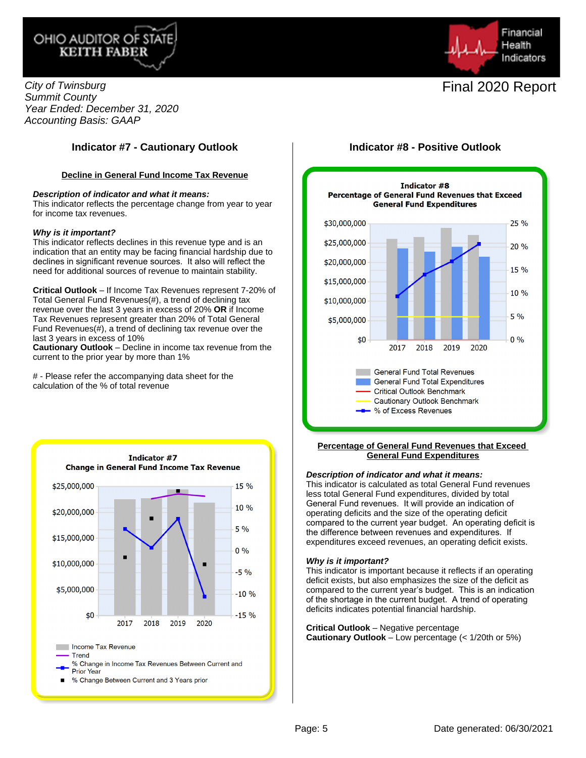OHIO AUDITOR OF STATE
KEITH FABER

Financial Health Indicators

*City of Twinsburg*
*Summit County*
*Year Ended: December 31, 2020*
*Accounting Basis: GAAP*

Final 2020 Report

## Indicator #7 - Cautionary Outlook

**Decline in General Fund Income Tax Revenue**

***Description of indicator and what it means:***
This indicator reflects the percentage change from year to year for income tax revenues.

***Why is it important?***
This indicator reflects declines in this revenue type and is an indication that an entity may be facing financial hardship due to declines in significant revenue sources. It also will reflect the need for additional sources of revenue to maintain stability.

**Critical Outlook** – If Income Tax Revenues represent 7-20% of Total General Fund Revenues(#), a trend of declining tax revenue over the last 3 years in excess of 20% **OR** if Income Tax Revenues represent greater than 20% of Total General Fund Revenues(#), a trend of declining tax revenue over the last 3 years in excess of 10%
**Cautionary Outlook** – Decline in income tax revenue from the current to the prior year by more than 1%

# - Please refer the accompanying data sheet for the calculation of the % of total revenue

**Indicator #7**
**Change in General Fund Income Tax Revenue**

Legend: Income Tax Revenue; Trend; % Change in Income Tax Revenues Between Current and Prior Year; % Change Between Current and 3 Years prior

## Indicator #8 - Positive Outlook

**Indicator #8**
**Percentage of General Fund Revenues that Exceed General Fund Expenditures**

Legend: General Fund Total Revenues; General Fund Total Expenditures; Critical Outlook Benchmark; Cautionary Outlook Benchmark; % of Excess Revenues

**Percentage of General Fund Revenues that Exceed General Fund Expenditures**

***Description of indicator and what it means:***
This indicator is calculated as total General Fund revenues less total General Fund expenditures, divided by total General Fund revenues. It will provide an indication of operating deficits and the size of the operating deficit compared to the current year budget. An operating deficit is the difference between revenues and expenditures. If expenditures exceed revenues, an operating deficit exists.

***Why is it important?***
This indicator is important because it reflects if an operating deficit exists, but also emphasizes the size of the deficit as compared to the current year's budget. This is an indication of the shortage in the current budget. A trend of operating deficits indicates potential financial hardship.

**Critical Outlook** – Negative percentage
**Cautionary Outlook** – Low percentage (< 1/20th or 5%)

Date generated: 06/30/2021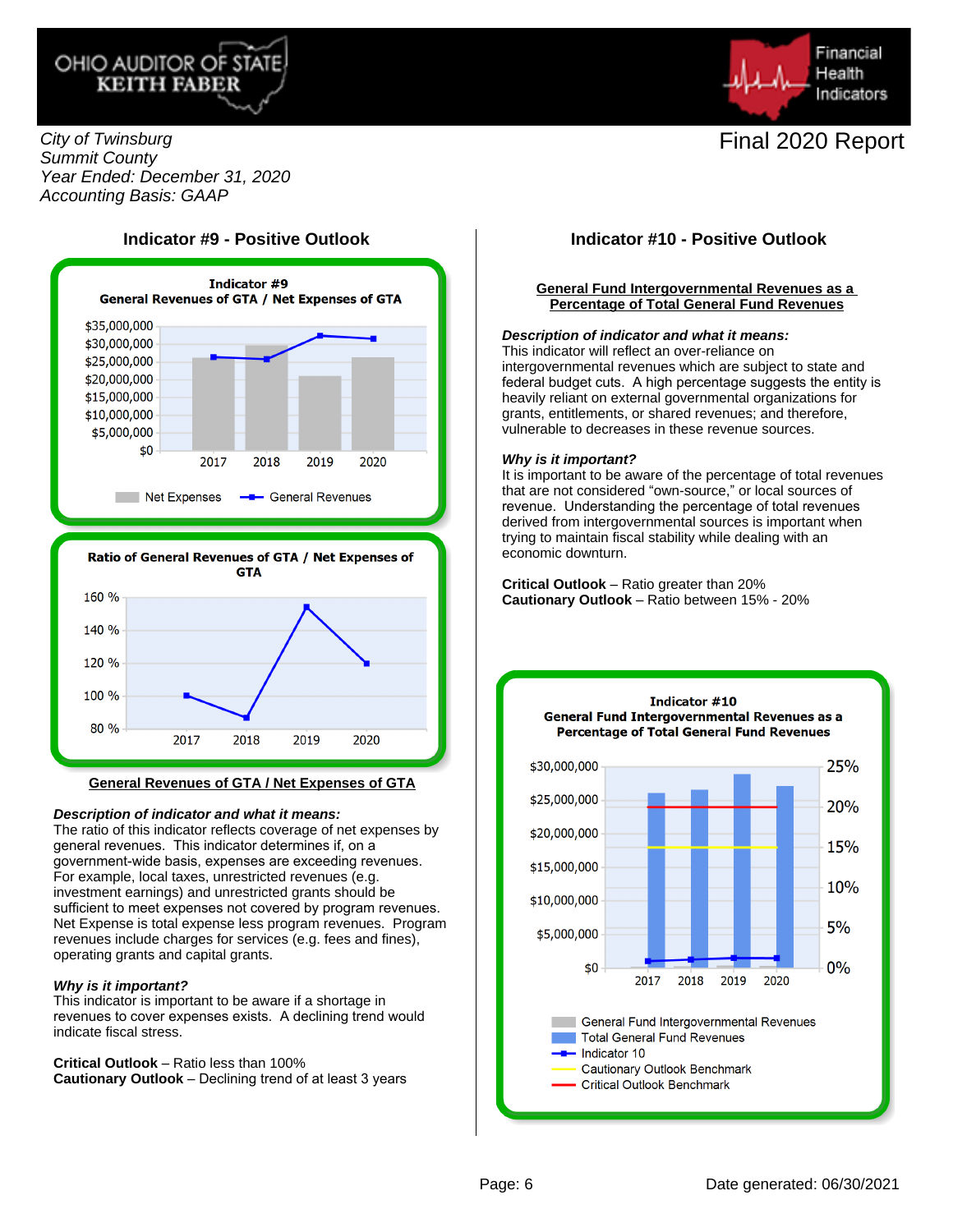City of Twinsburg
Summit County
Year Ended: December 31, 2020
Accounting Basis: GAAP

Final 2020 Report

## Indicator #9 - Positive Outlook

**Indicator #9**
**General Revenues of GTA / Net Expenses of GTA**

**Ratio of General Revenues of GTA / Net Expenses of GTA**

**General Revenues of GTA / Net Expenses of GTA**

***Description of indicator and what it means:***
The ratio of this indicator reflects coverage of net expenses by general revenues. This indicator determines if, on a government-wide basis, expenses are exceeding revenues. For example, local taxes, unrestricted revenues (e.g. investment earnings) and unrestricted grants should be sufficient to meet expenses not covered by program revenues. Net Expense is total expense less program revenues. Program revenues include charges for services (e.g. fees and fines), operating grants and capital grants.

***Why is it important?***
This indicator is important to be aware if a shortage in revenues to cover expenses exists. A declining trend would indicate fiscal stress.

**Critical Outlook** – Ratio less than 100%
**Cautionary Outlook** – Declining trend of at least 3 years

## Indicator #10 - Positive Outlook

**General Fund Intergovernmental Revenues as a Percentage of Total General Fund Revenues**

***Description of indicator and what it means:***
This indicator will reflect an over-reliance on intergovernmental revenues which are subject to state and federal budget cuts. A high percentage suggests the entity is heavily reliant on external governmental organizations for grants, entitlements, or shared revenues; and therefore, vulnerable to decreases in these revenue sources.

***Why is it important?***
It is important to be aware of the percentage of total revenues that are not considered "own-source," or local sources of revenue. Understanding the percentage of total revenues derived from intergovernmental sources is important when trying to maintain fiscal stability while dealing with an economic downturn.

**Critical Outlook** – Ratio greater than 20%
**Cautionary Outlook** – Ratio between 15% - 20%

**Indicator #10**
**General Fund Intergovernmental Revenues as a Percentage of Total General Fund Revenues**

Date generated: 06/30/2021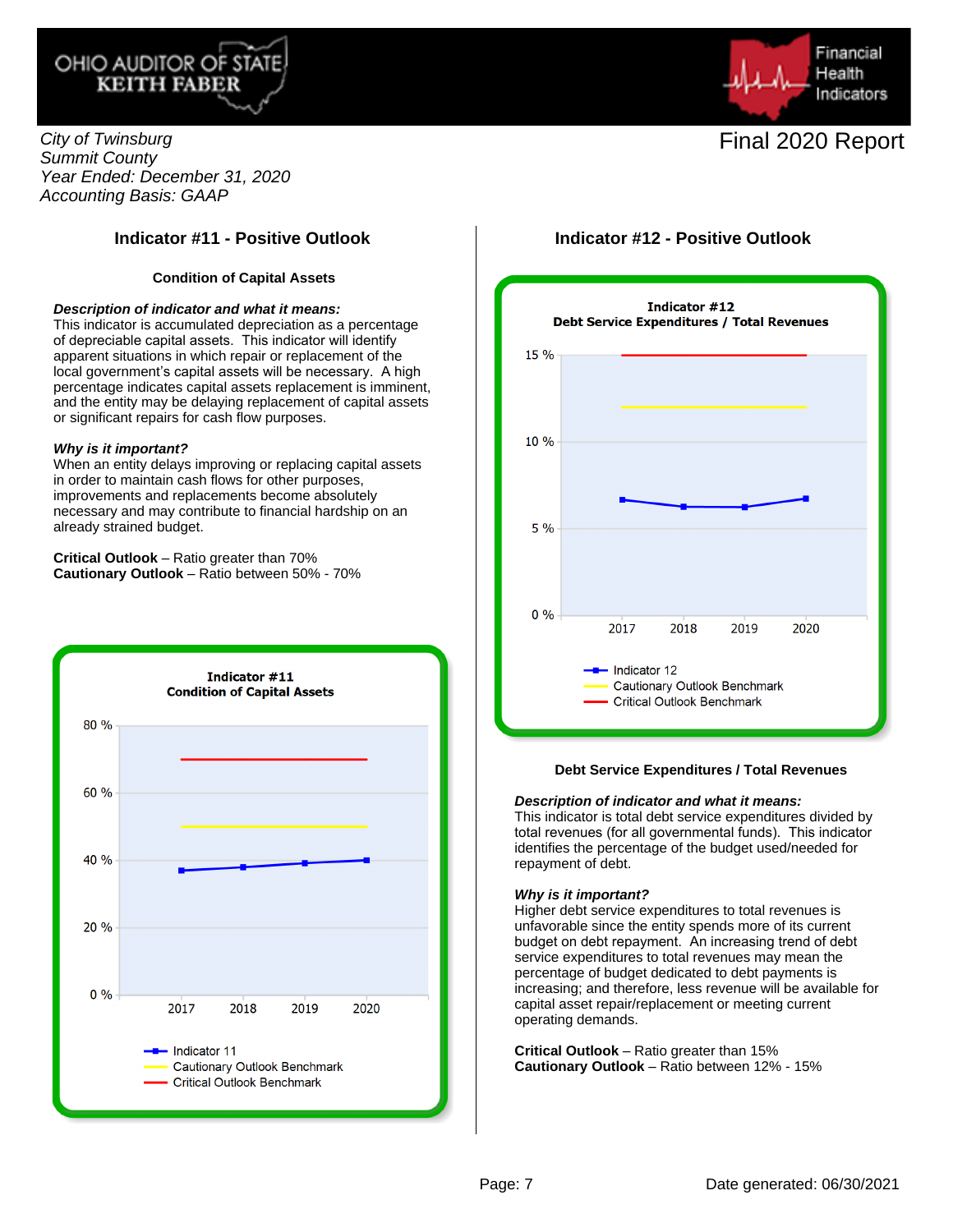City of Twinsburg
Summit County
Year Ended: December 31, 2020
Accounting Basis: GAAP

Final 2020 Report

## Indicator #11 - Positive Outlook

### Condition of Capital Assets

***Description of indicator and what it means:***
This indicator is accumulated depreciation as a percentage of depreciable capital assets. This indicator will identify apparent situations in which repair or replacement of the local government's capital assets will be necessary. A high percentage indicates capital assets replacement is imminent, and the entity may be delaying replacement of capital assets or significant repairs for cash flow purposes.

***Why is it important?***
When an entity delays improving or replacing capital assets in order to maintain cash flows for other purposes, improvements and replacements become absolutely necessary and may contribute to financial hardship on an already strained budget.

**Critical Outlook** – Ratio greater than 70%
**Cautionary Outlook** – Ratio between 50% - 70%

**Indicator #11**
**Condition of Capital Assets**

Legend: Indicator 11; Cautionary Outlook Benchmark; Critical Outlook Benchmark

## Indicator #12 - Positive Outlook

**Indicator #12**
**Debt Service Expenditures / Total Revenues**

Legend: Indicator 12; Cautionary Outlook Benchmark; Critical Outlook Benchmark

### Debt Service Expenditures / Total Revenues

***Description of indicator and what it means:***
This indicator is total debt service expenditures divided by total revenues (for all governmental funds). This indicator identifies the percentage of the budget used/needed for repayment of debt.

***Why is it important?***
Higher debt service expenditures to total revenues is unfavorable since the entity spends more of its current budget on debt repayment. An increasing trend of debt service expenditures to total revenues may mean the percentage of budget dedicated to debt payments is increasing; and therefore, less revenue will be available for capital asset repair/replacement or meeting current operating demands.

**Critical Outlook** – Ratio greater than 15%
**Cautionary Outlook** – Ratio between 12% - 15%

Date generated: 06/30/2021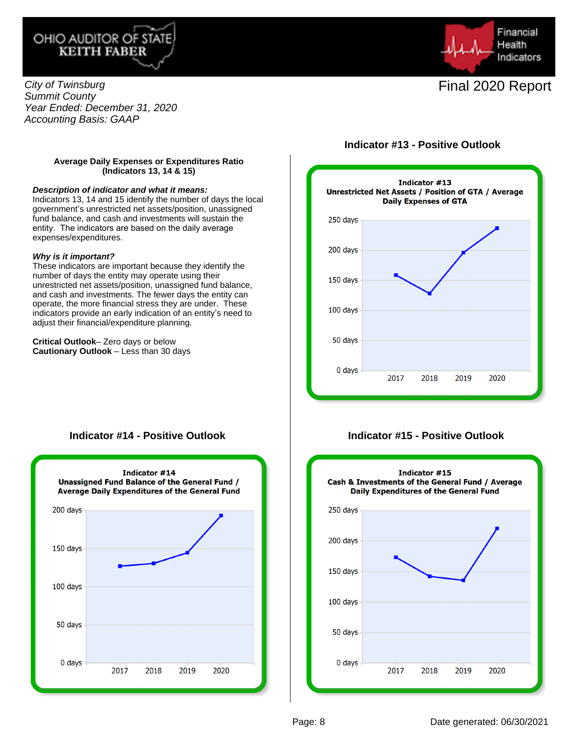City of Twinsburg
Summit County
Year Ended: December 31, 2020
Accounting Basis: GAAP

Final 2020 Report

### Average Daily Expenses or Expenditures Ratio (Indicators 13, 14 & 15)

***Description of indicator and what it means:***
Indicators 13, 14 and 15 identify the number of days the local government's unrestricted net assets/position, unassigned fund balance, and cash and investments will sustain the entity. The indicators are based on the daily average expenses/expenditures.

***Why is it important?***
These indicators are important because they identify the number of days the entity may operate using their unrestricted net assets/position, unassigned fund balance, and cash and investments. The fewer days the entity can operate, the more financial stress they are under. These indicators provide an early indication of an entity's need to adjust their financial/expenditure planning.

**Critical Outlook**– Zero days or below
**Cautionary Outlook** – Less than 30 days

## Indicator #13 - Positive Outlook

**Indicator #13**
**Unrestricted Net Assets / Position of GTA / Average Daily Expenses of GTA**

## Indicator #14 - Positive Outlook

**Indicator #14**
**Unassigned Fund Balance of the General Fund / Average Daily Expenditures of the General Fund**

## Indicator #15 - Positive Outlook

**Indicator #15**
**Cash & Investments of the General Fund / Average Daily Expenditures of the General Fund**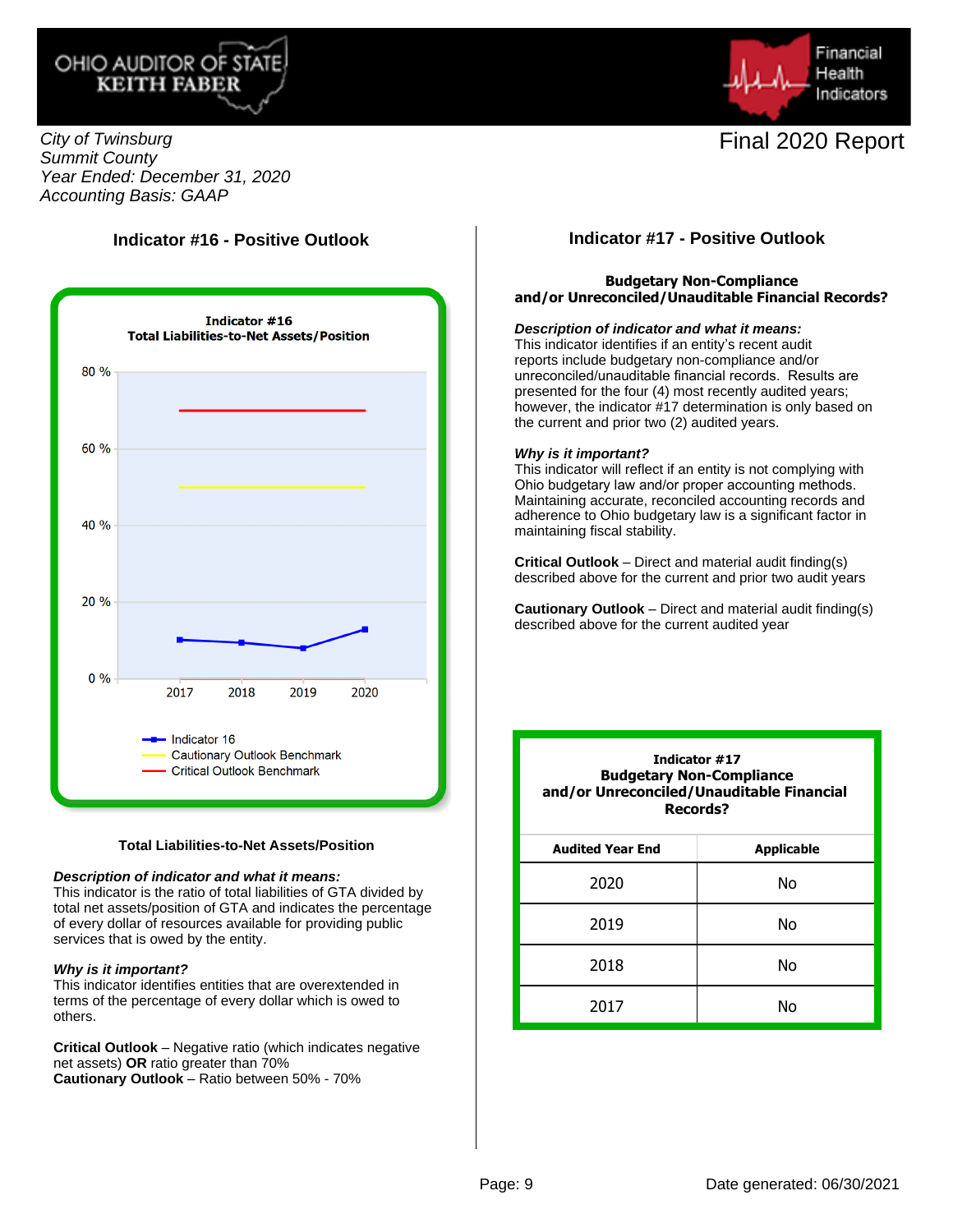City of Twinsburg
Summit County
Year Ended: December 31, 2020
Accounting Basis: GAAP

Final 2020 Report

## Indicator #16 - Positive Outlook

**Indicator #16**
**Total Liabilities-to-Net Assets/Position**

- Indicator 16
- Cautionary Outlook Benchmark
- Critical Outlook Benchmark

### Total Liabilities-to-Net Assets/Position

***Description of indicator and what it means:***
This indicator is the ratio of total liabilities of GTA divided by total net assets/position of GTA and indicates the percentage of every dollar of resources available for providing public services that is owed by the entity.

***Why is it important?***
This indicator identifies entities that are overextended in terms of the percentage of every dollar which is owed to others.

**Critical Outlook** – Negative ratio (which indicates negative net assets) **OR** ratio greater than 70%
**Cautionary Outlook** – Ratio between 50% - 70%

## Indicator #17 - Positive Outlook

### Budgetary Non-Compliance and/or Unreconciled/Unauditable Financial Records?

***Description of indicator and what it means:***
This indicator identifies if an entity's recent audit reports include budgetary non-compliance and/or unreconciled/unauditable financial records. Results are presented for the four (4) most recently audited years; however, the indicator #17 determination is only based on the current and prior two (2) audited years.

***Why is it important?***
This indicator will reflect if an entity is not complying with Ohio budgetary law and/or proper accounting methods. Maintaining accurate, reconciled accounting records and adherence to Ohio budgetary law is a significant factor in maintaining fiscal stability.

**Critical Outlook** – Direct and material audit finding(s) described above for the current and prior two audit years

**Cautionary Outlook** – Direct and material audit finding(s) described above for the current audited year

**Indicator #17**
**Budgetary Non-Compliance and/or Unreconciled/Unauditable Financial Records?**

| Audited Year End | Applicable |
|---|---|
| 2020 | No |
| 2019 | No |
| 2018 | No |
| 2017 | No |

Date generated: 06/30/2021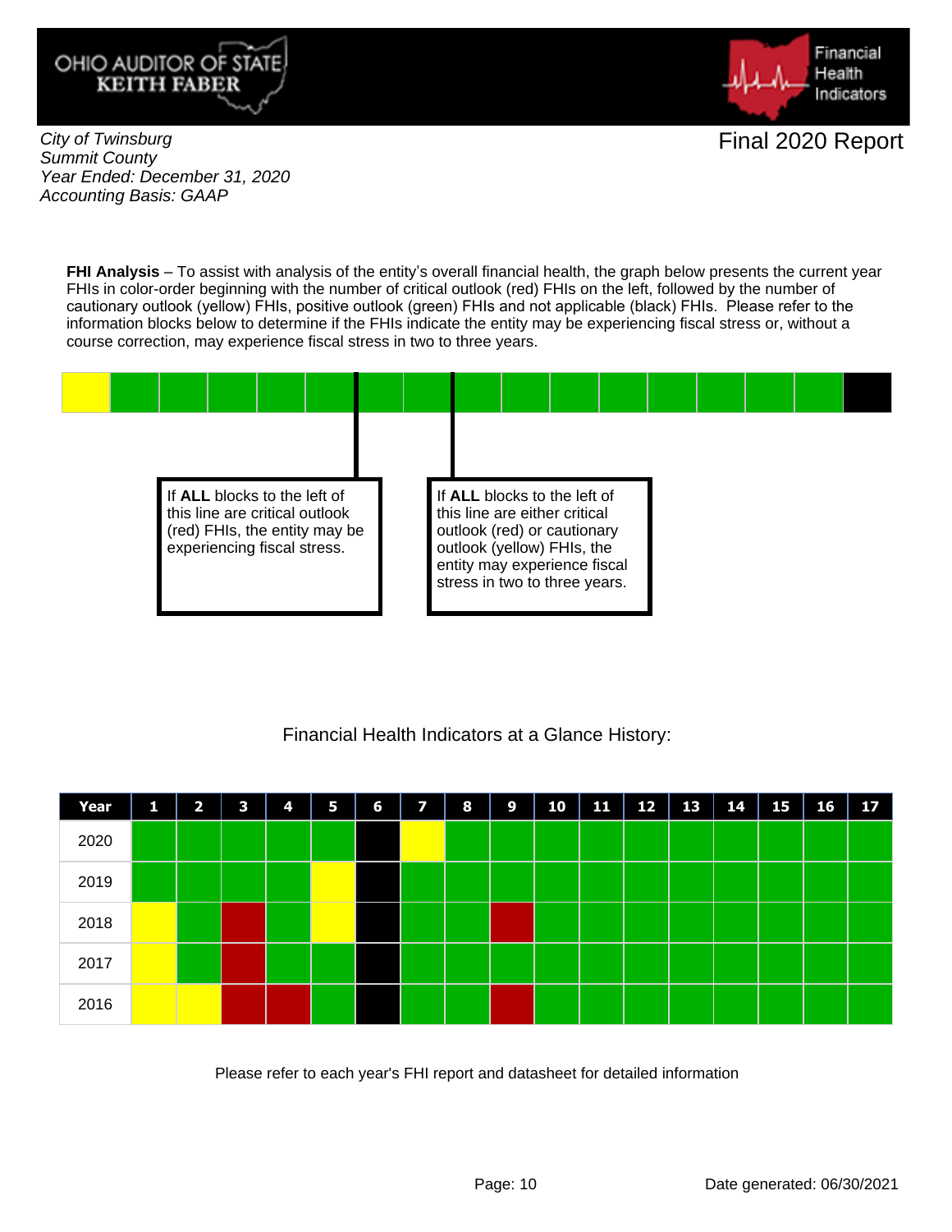OHIO AUDITOR OF STATE
KEITH FABER

Financial Health Indicators

*City of Twinsburg*
*Summit County*
*Year Ended: December 31, 2020*
*Accounting Basis: GAAP*

Final 2020 Report

**FHI Analysis** – To assist with analysis of the entity's overall financial health, the graph below presents the current year FHIs in color-order beginning with the number of critical outlook (red) FHIs on the left, followed by the number of cautionary outlook (yellow) FHIs, positive outlook (green) FHIs and not applicable (black) FHIs. Please refer to the information blocks below to determine if the FHIs indicate the entity may be experiencing fiscal stress or, without a course correction, may experience fiscal stress in two to three years.

| Yellow | Green | Green | Green | Green | Green | Green | Green | Green | Green | Green | Green | Green | Green | Green | Green | Black |
|---|---|---|---|---|---|---|---|---|---|---|---|---|---|---|---|---|

If **ALL** blocks to the left of this line are critical outlook (red) FHIs, the entity may be experiencing fiscal stress.

If **ALL** blocks to the left of this line are either critical outlook (red) or cautionary outlook (yellow) FHIs, the entity may experience fiscal stress in two to three years.

Financial Health Indicators at a Glance History:

| Year | 1 | 2 | 3 | 4 | 5 | 6 | 7 | 8 | 9 | 10 | 11 | 12 | 13 | 14 | 15 | 16 | 17 |
|---|---|---|---|---|---|---|---|---|---|---|---|---|---|---|---|---|---|
| 2020 | Green | Green | Green | Green | Green | Black | Yellow | Green | Green | Green | Green | Green | Green | Green | Green | Green | Green |
| 2019 | Green | Green | Green | Green | Yellow | Black | Green | Green | Green | Green | Green | Green | Green | Green | Green | Green | Green |
| 2018 | Yellow | Green | Red | Green | Yellow | Black | Green | Green | Red | Green | Green | Green | Green | Green | Green | Green | Green |
| 2017 | Yellow | Green | Red | Green | Green | Black | Green | Green | Green | Green | Green | Green | Green | Green | Green | Green | Green |
| 2016 | Yellow | Yellow | Red | Red | Green | Black | Green | Green | Red | Green | Green | Green | Green | Green | Green | Green | Green |

Please refer to each year's FHI report and datasheet for detailed information

Date generated: 06/30/2021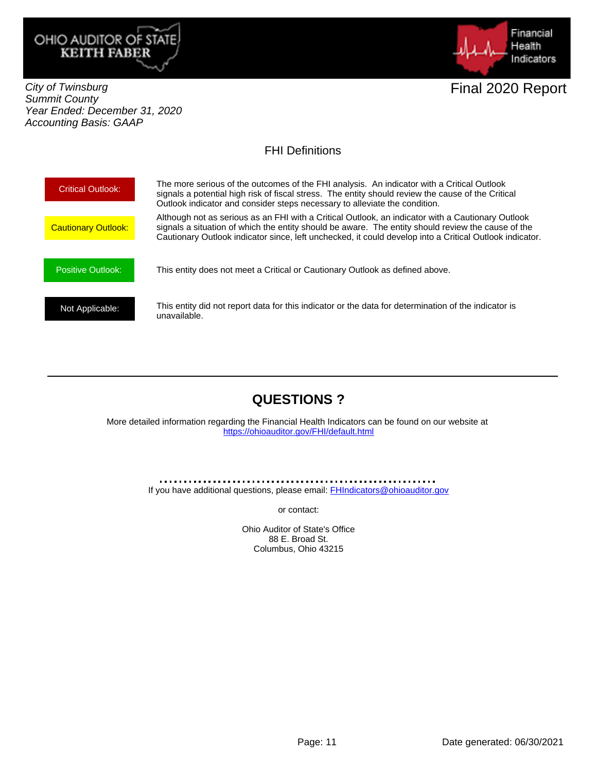City of Twinsburg
Summit County
Year Ended: December 31, 2020
Accounting Basis: GAAP

Final 2020 Report

## FHI Definitions

| | |
|---|---|
| Critical Outlook: | The more serious of the outcomes of the FHI analysis. An indicator with a Critical Outlook signals a potential high risk of fiscal stress. The entity should review the cause of the Critical Outlook indicator and consider steps necessary to alleviate the condition. |
| Cautionary Outlook: | Although not as serious as an FHI with a Critical Outlook, an indicator with a Cautionary Outlook signals a situation of which the entity should be aware. The entity should review the cause of the Cautionary Outlook indicator since, left unchecked, it could develop into a Critical Outlook indicator. |
| Positive Outlook: | This entity does not meet a Critical or Cautionary Outlook as defined above. |
| Not Applicable: | This entity did not report data for this indicator or the data for determination of the indicator is unavailable. |

---

## QUESTIONS ?

More detailed information regarding the Financial Health Indicators can be found on our website at https://ohioauditor.gov/FHI/default.html

If you have additional questions, please email: FHIndicators@ohioauditor.gov

or contact:

Ohio Auditor of State's Office
88 E. Broad St.
Columbus, Ohio 43215

Date generated: 06/30/2021